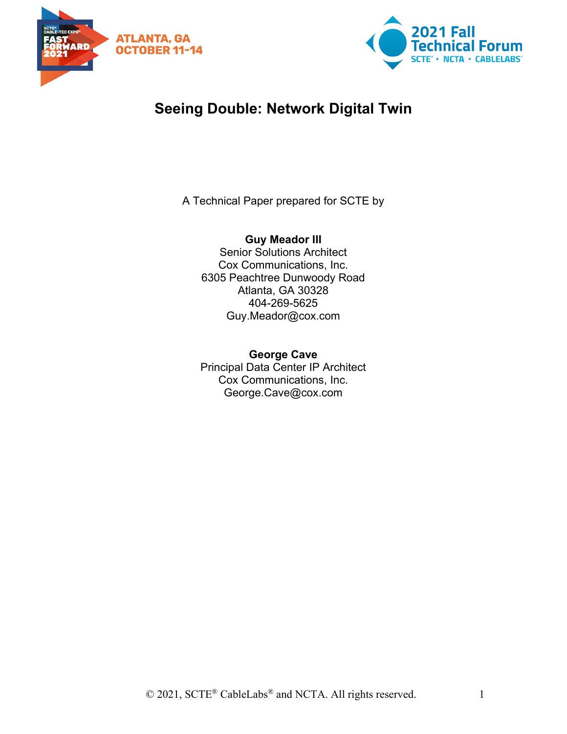# Seeing Double: Network Digital Twin

A Technical Paper prepared for SCTE by

**Guy Meador III**
Senior Solutions Architect
Cox Communications, Inc.
6305 Peachtree Dunwoody Road
Atlanta, GA 30328
404-269-5625
Guy.Meador@cox.com

**George Cave**
Principal Data Center IP Architect
Cox Communications, Inc.
George.Cave@cox.com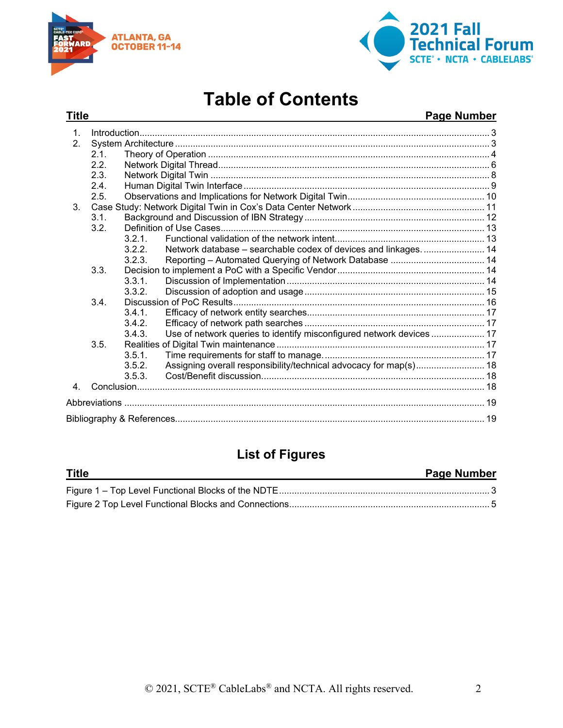# Table of Contents

| Title | Page Number |
|---|---|
| 1. Introduction | 3 |
| 2. System Architecture | 3 |
| 2.1. Theory of Operation | 4 |
| 2.2. Network Digital Thread | 6 |
| 2.3. Network Digital Twin | 8 |
| 2.4. Human Digital Twin Interface | 9 |
| 2.5. Observations and Implications for Network Digital Twin | 10 |
| 3. Case Study: Network Digital Twin in Cox's Data Center Network | 11 |
| 3.1. Background and Discussion of IBN Strategy | 12 |
| 3.2. Definition of Use Cases | 13 |
| 3.2.1. Functional validation of the network intent. | 13 |
| 3.2.2. Network database – searchable codex of devices and linkages. | 14 |
| 3.2.3. Reporting – Automated Querying of Network Database | 14 |
| 3.3. Decision to implement a PoC with a Specific Vendor | 14 |
| 3.3.1. Discussion of Implementation | 14 |
| 3.3.2. Discussion of adoption and usage | 15 |
| 3.4. Discussion of PoC Results | 16 |
| 3.4.1. Efficacy of network entity searches | 17 |
| 3.4.2. Efficacy of network path searches | 17 |
| 3.4.3. Use of network queries to identify misconfigured network devices | 17 |
| 3.5. Realities of Digital Twin maintenance | 17 |
| 3.5.1. Time requirements for staff to manage. | 17 |
| 3.5.2. Assigning overall responsibility/technical advocacy for map(s) | 18 |
| 3.5.3. Cost/Benefit discussion. | 18 |
| 4. Conclusion | 18 |
| Abbreviations | 19 |
| Bibliography & References | 19 |

# List of Figures

| Title | Page Number |
|---|---|
| Figure 1 – Top Level Functional Blocks of the NDTE | 3 |
| Figure 2 Top Level Functional Blocks and Connections | 5 |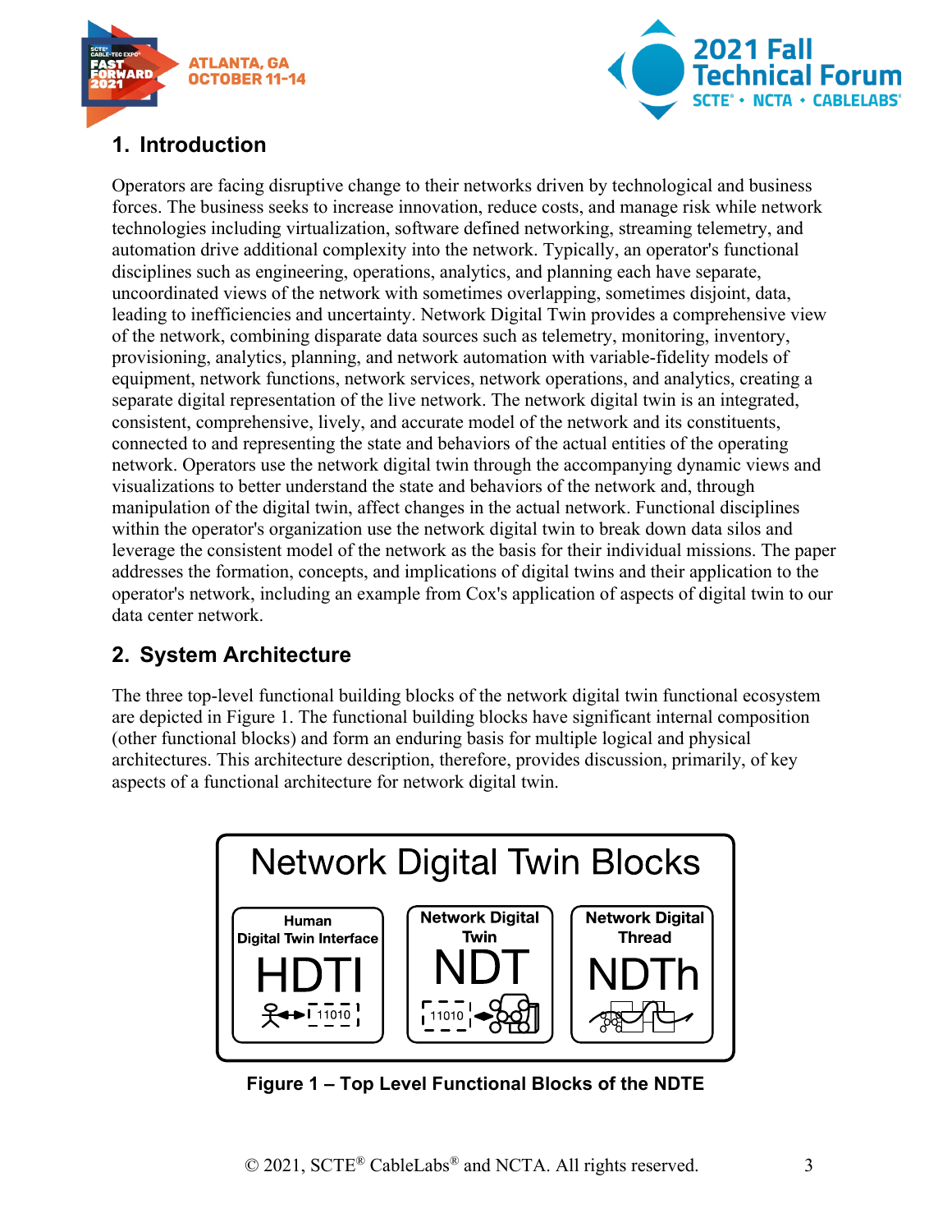## 1. Introduction

Operators are facing disruptive change to their networks driven by technological and business forces. The business seeks to increase innovation, reduce costs, and manage risk while network technologies including virtualization, software defined networking, streaming telemetry, and automation drive additional complexity into the network. Typically, an operator's functional disciplines such as engineering, operations, analytics, and planning each have separate, uncoordinated views of the network with sometimes overlapping, sometimes disjoint, data, leading to inefficiencies and uncertainty. Network Digital Twin provides a comprehensive view of the network, combining disparate data sources such as telemetry, monitoring, inventory, provisioning, analytics, planning, and network automation with variable-fidelity models of equipment, network functions, network services, network operations, and analytics, creating a separate digital representation of the live network. The network digital twin is an integrated, consistent, comprehensive, lively, and accurate model of the network and its constituents, connected to and representing the state and behaviors of the actual entities of the operating network. Operators use the network digital twin through the accompanying dynamic views and visualizations to better understand the state and behaviors of the network and, through manipulation of the digital twin, affect changes in the actual network. Functional disciplines within the operator's organization use the network digital twin to break down data silos and leverage the consistent model of the network as the basis for their individual missions. The paper addresses the formation, concepts, and implications of digital twins and their application to the operator's network, including an example from Cox's application of aspects of digital twin to our data center network.

## 2. System Architecture

The three top-level functional building blocks of the network digital twin functional ecosystem are depicted in Figure 1. The functional building blocks have significant internal composition (other functional blocks) and form an enduring basis for multiple logical and physical architectures. This architecture description, therefore, provides discussion, primarily, of key aspects of a functional architecture for network digital twin.

**Figure 1 – Top Level Functional Blocks of the NDTE**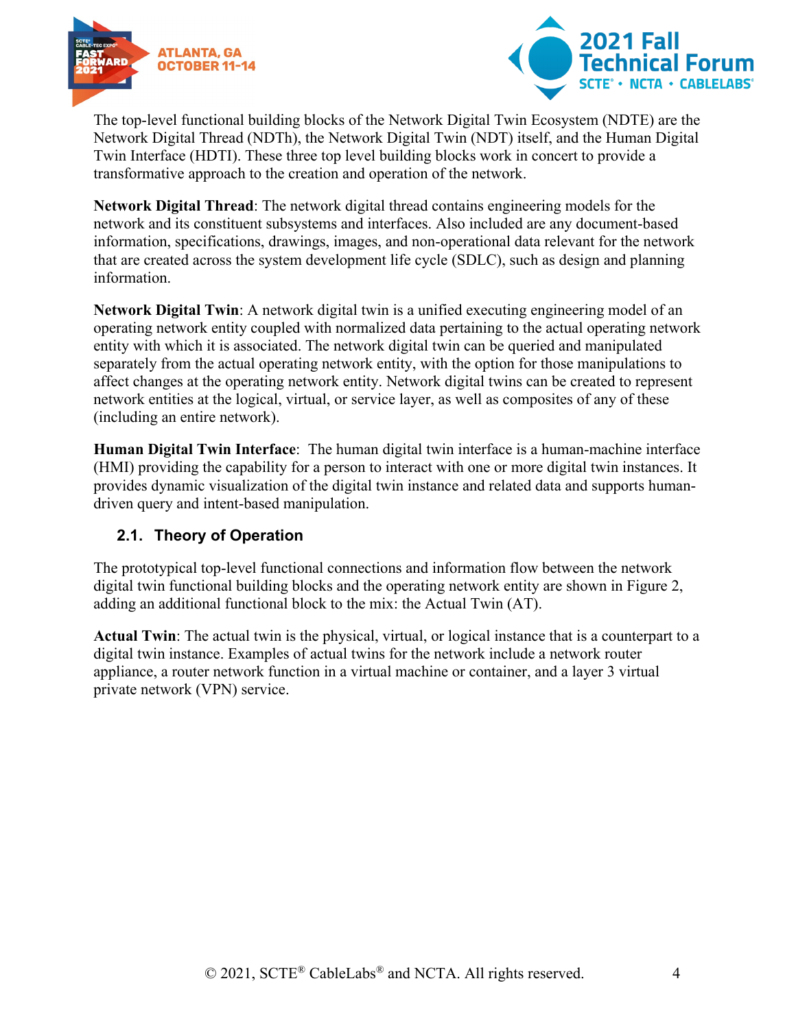The top-level functional building blocks of the Network Digital Twin Ecosystem (NDTE) are the Network Digital Thread (NDTh), the Network Digital Twin (NDT) itself, and the Human Digital Twin Interface (HDTI). These three top level building blocks work in concert to provide a transformative approach to the creation and operation of the network.

**Network Digital Thread**: The network digital thread contains engineering models for the network and its constituent subsystems and interfaces. Also included are any document-based information, specifications, drawings, images, and non-operational data relevant for the network that are created across the system development life cycle (SDLC), such as design and planning information.

**Network Digital Twin**: A network digital twin is a unified executing engineering model of an operating network entity coupled with normalized data pertaining to the actual operating network entity with which it is associated. The network digital twin can be queried and manipulated separately from the actual operating network entity, with the option for those manipulations to affect changes at the operating network entity. Network digital twins can be created to represent network entities at the logical, virtual, or service layer, as well as composites of any of these (including an entire network).

**Human Digital Twin Interface**: The human digital twin interface is a human-machine interface (HMI) providing the capability for a person to interact with one or more digital twin instances. It provides dynamic visualization of the digital twin instance and related data and supports human-driven query and intent-based manipulation.

## 2.1. Theory of Operation

The prototypical top-level functional connections and information flow between the network digital twin functional building blocks and the operating network entity are shown in Figure 2, adding an additional functional block to the mix: the Actual Twin (AT).

**Actual Twin**: The actual twin is the physical, virtual, or logical instance that is a counterpart to a digital twin instance. Examples of actual twins for the network include a network router appliance, a router network function in a virtual machine or container, and a layer 3 virtual private network (VPN) service.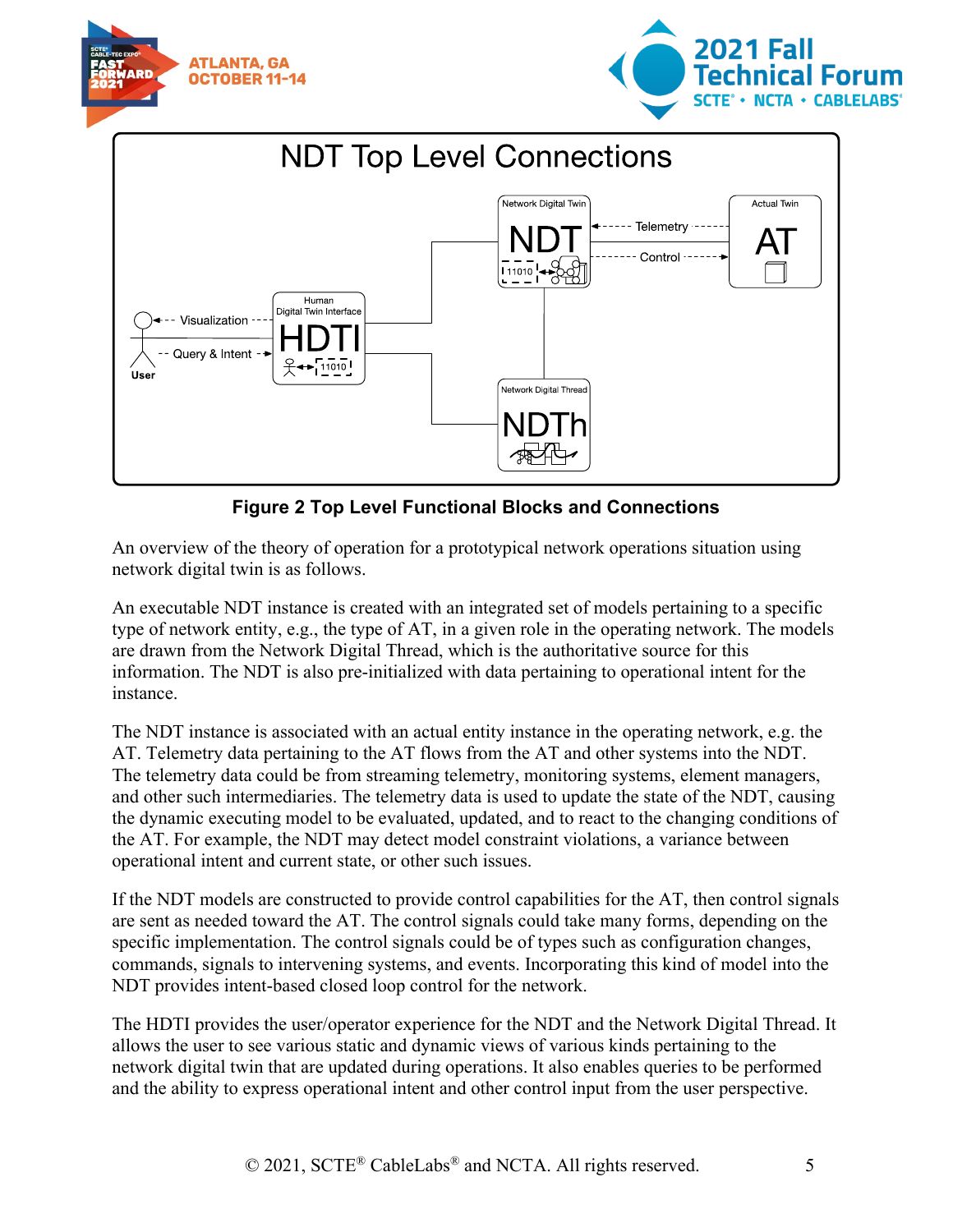**Figure 2 Top Level Functional Blocks and Connections**

An overview of the theory of operation for a prototypical network operations situation using network digital twin is as follows.

An executable NDT instance is created with an integrated set of models pertaining to a specific type of network entity, e.g., the type of AT, in a given role in the operating network. The models are drawn from the Network Digital Thread, which is the authoritative source for this information. The NDT is also pre-initialized with data pertaining to operational intent for the instance.

The NDT instance is associated with an actual entity instance in the operating network, e.g. the AT. Telemetry data pertaining to the AT flows from the AT and other systems into the NDT. The telemetry data could be from streaming telemetry, monitoring systems, element managers, and other such intermediaries. The telemetry data is used to update the state of the NDT, causing the dynamic executing model to be evaluated, updated, and to react to the changing conditions of the AT. For example, the NDT may detect model constraint violations, a variance between operational intent and current state, or other such issues.

If the NDT models are constructed to provide control capabilities for the AT, then control signals are sent as needed toward the AT. The control signals could take many forms, depending on the specific implementation. The control signals could be of types such as configuration changes, commands, signals to intervening systems, and events. Incorporating this kind of model into the NDT provides intent-based closed loop control for the network.

The HDTI provides the user/operator experience for the NDT and the Network Digital Thread. It allows the user to see various static and dynamic views of various kinds pertaining to the network digital twin that are updated during operations. It also enables queries to be performed and the ability to express operational intent and other control input from the user perspective.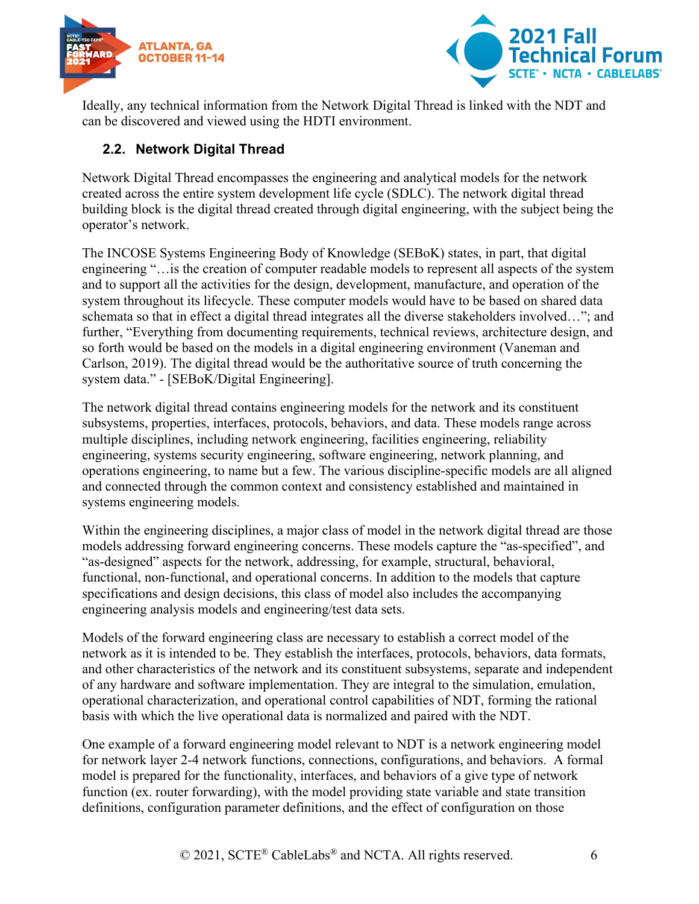Ideally, any technical information from the Network Digital Thread is linked with the NDT and can be discovered and viewed using the HDTI environment.

## 2.2. Network Digital Thread

Network Digital Thread encompasses the engineering and analytical models for the network created across the entire system development life cycle (SDLC). The network digital thread building block is the digital thread created through digital engineering, with the subject being the operator's network.

The INCOSE Systems Engineering Body of Knowledge (SEBoK) states, in part, that digital engineering "…is the creation of computer readable models to represent all aspects of the system and to support all the activities for the design, development, manufacture, and operation of the system throughout its lifecycle. These computer models would have to be based on shared data schemata so that in effect a digital thread integrates all the diverse stakeholders involved…"; and further, "Everything from documenting requirements, technical reviews, architecture design, and so forth would be based on the models in a digital engineering environment (Vaneman and Carlson, 2019). The digital thread would be the authoritative source of truth concerning the system data." - [SEBoK/Digital Engineering].

The network digital thread contains engineering models for the network and its constituent subsystems, properties, interfaces, protocols, behaviors, and data. These models range across multiple disciplines, including network engineering, facilities engineering, reliability engineering, systems security engineering, software engineering, network planning, and operations engineering, to name but a few. The various discipline-specific models are all aligned and connected through the common context and consistency established and maintained in systems engineering models.

Within the engineering disciplines, a major class of model in the network digital thread are those models addressing forward engineering concerns. These models capture the "as-specified", and "as-designed" aspects for the network, addressing, for example, structural, behavioral, functional, non-functional, and operational concerns. In addition to the models that capture specifications and design decisions, this class of model also includes the accompanying engineering analysis models and engineering/test data sets.

Models of the forward engineering class are necessary to establish a correct model of the network as it is intended to be. They establish the interfaces, protocols, behaviors, data formats, and other characteristics of the network and its constituent subsystems, separate and independent of any hardware and software implementation. They are integral to the simulation, emulation, operational characterization, and operational control capabilities of NDT, forming the rational basis with which the live operational data is normalized and paired with the NDT.

One example of a forward engineering model relevant to NDT is a network engineering model for network layer 2-4 network functions, connections, configurations, and behaviors. A formal model is prepared for the functionality, interfaces, and behaviors of a give type of network function (ex. router forwarding), with the model providing state variable and state transition definitions, configuration parameter definitions, and the effect of configuration on those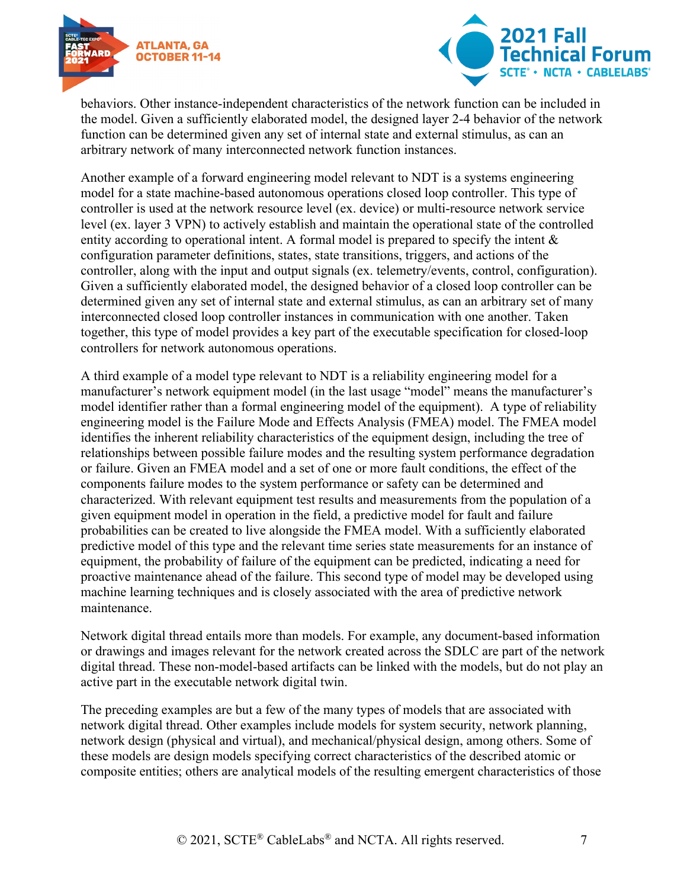behaviors. Other instance-independent characteristics of the network function can be included in the model. Given a sufficiently elaborated model, the designed layer 2-4 behavior of the network function can be determined given any set of internal state and external stimulus, as can an arbitrary network of many interconnected network function instances.

Another example of a forward engineering model relevant to NDT is a systems engineering model for a state machine-based autonomous operations closed loop controller. This type of controller is used at the network resource level (ex. device) or multi-resource network service level (ex. layer 3 VPN) to actively establish and maintain the operational state of the controlled entity according to operational intent. A formal model is prepared to specify the intent & configuration parameter definitions, states, state transitions, triggers, and actions of the controller, along with the input and output signals (ex. telemetry/events, control, configuration). Given a sufficiently elaborated model, the designed behavior of a closed loop controller can be determined given any set of internal state and external stimulus, as can an arbitrary set of many interconnected closed loop controller instances in communication with one another. Taken together, this type of model provides a key part of the executable specification for closed-loop controllers for network autonomous operations.

A third example of a model type relevant to NDT is a reliability engineering model for a manufacturer's network equipment model (in the last usage "model" means the manufacturer's model identifier rather than a formal engineering model of the equipment). A type of reliability engineering model is the Failure Mode and Effects Analysis (FMEA) model. The FMEA model identifies the inherent reliability characteristics of the equipment design, including the tree of relationships between possible failure modes and the resulting system performance degradation or failure. Given an FMEA model and a set of one or more fault conditions, the effect of the components failure modes to the system performance or safety can be determined and characterized. With relevant equipment test results and measurements from the population of a given equipment model in operation in the field, a predictive model for fault and failure probabilities can be created to live alongside the FMEA model. With a sufficiently elaborated predictive model of this type and the relevant time series state measurements for an instance of equipment, the probability of failure of the equipment can be predicted, indicating a need for proactive maintenance ahead of the failure. This second type of model may be developed using machine learning techniques and is closely associated with the area of predictive network maintenance.

Network digital thread entails more than models. For example, any document-based information or drawings and images relevant for the network created across the SDLC are part of the network digital thread. These non-model-based artifacts can be linked with the models, but do not play an active part in the executable network digital twin.

The preceding examples are but a few of the many types of models that are associated with network digital thread. Other examples include models for system security, network planning, network design (physical and virtual), and mechanical/physical design, among others. Some of these models are design models specifying correct characteristics of the described atomic or composite entities; others are analytical models of the resulting emergent characteristics of those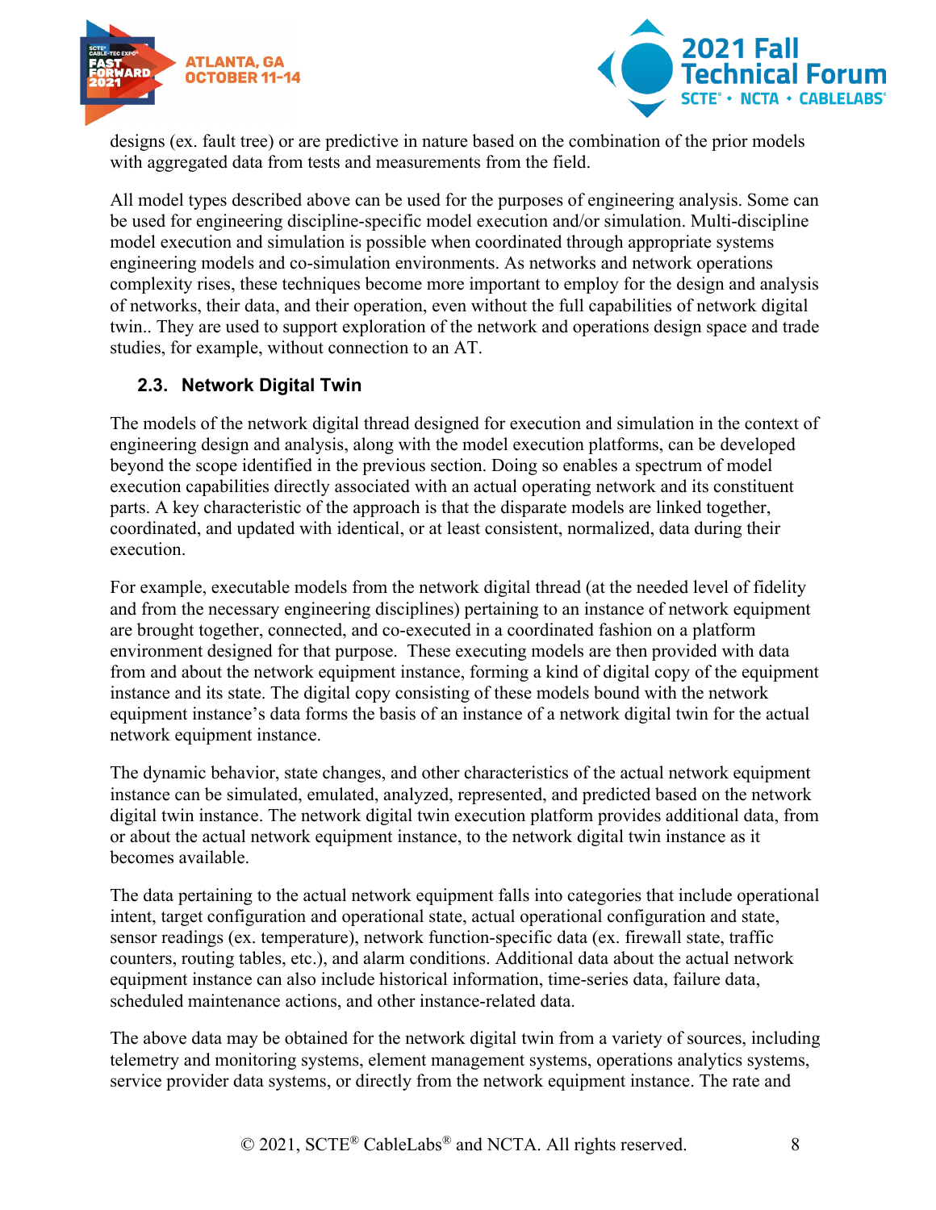designs (ex. fault tree) or are predictive in nature based on the combination of the prior models with aggregated data from tests and measurements from the field.

All model types described above can be used for the purposes of engineering analysis. Some can be used for engineering discipline-specific model execution and/or simulation. Multi-discipline model execution and simulation is possible when coordinated through appropriate systems engineering models and co-simulation environments. As networks and network operations complexity rises, these techniques become more important to employ for the design and analysis of networks, their data, and their operation, even without the full capabilities of network digital twin.. They are used to support exploration of the network and operations design space and trade studies, for example, without connection to an AT.

## 2.3. Network Digital Twin

The models of the network digital thread designed for execution and simulation in the context of engineering design and analysis, along with the model execution platforms, can be developed beyond the scope identified in the previous section. Doing so enables a spectrum of model execution capabilities directly associated with an actual operating network and its constituent parts. A key characteristic of the approach is that the disparate models are linked together, coordinated, and updated with identical, or at least consistent, normalized, data during their execution.

For example, executable models from the network digital thread (at the needed level of fidelity and from the necessary engineering disciplines) pertaining to an instance of network equipment are brought together, connected, and co-executed in a coordinated fashion on a platform environment designed for that purpose. These executing models are then provided with data from and about the network equipment instance, forming a kind of digital copy of the equipment instance and its state. The digital copy consisting of these models bound with the network equipment instance's data forms the basis of an instance of a network digital twin for the actual network equipment instance.

The dynamic behavior, state changes, and other characteristics of the actual network equipment instance can be simulated, emulated, analyzed, represented, and predicted based on the network digital twin instance. The network digital twin execution platform provides additional data, from or about the actual network equipment instance, to the network digital twin instance as it becomes available.

The data pertaining to the actual network equipment falls into categories that include operational intent, target configuration and operational state, actual operational configuration and state, sensor readings (ex. temperature), network function-specific data (ex. firewall state, traffic counters, routing tables, etc.), and alarm conditions. Additional data about the actual network equipment instance can also include historical information, time-series data, failure data, scheduled maintenance actions, and other instance-related data.

The above data may be obtained for the network digital twin from a variety of sources, including telemetry and monitoring systems, element management systems, operations analytics systems, service provider data systems, or directly from the network equipment instance. The rate and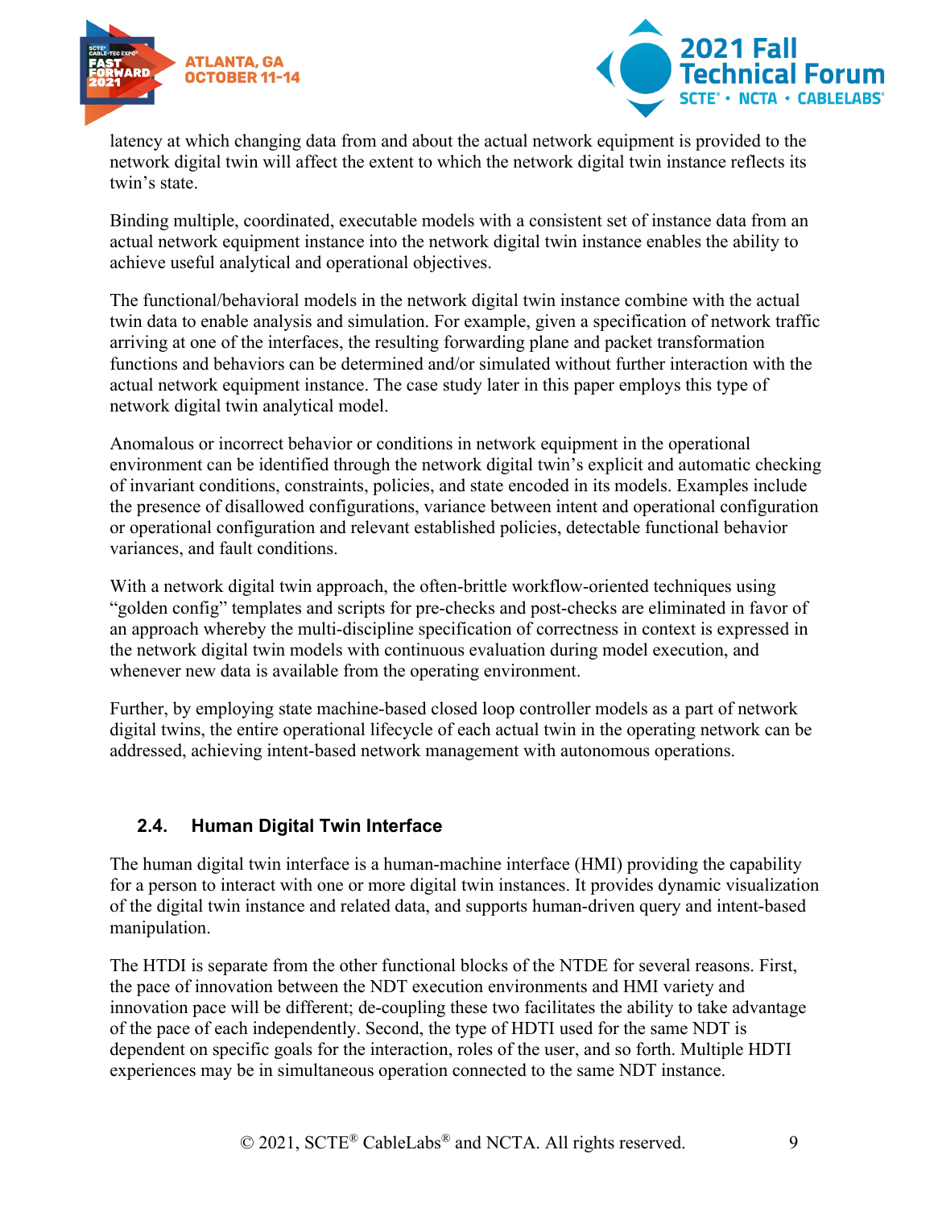latency at which changing data from and about the actual network equipment is provided to the network digital twin will affect the extent to which the network digital twin instance reflects its twin's state.

Binding multiple, coordinated, executable models with a consistent set of instance data from an actual network equipment instance into the network digital twin instance enables the ability to achieve useful analytical and operational objectives.

The functional/behavioral models in the network digital twin instance combine with the actual twin data to enable analysis and simulation. For example, given a specification of network traffic arriving at one of the interfaces, the resulting forwarding plane and packet transformation functions and behaviors can be determined and/or simulated without further interaction with the actual network equipment instance. The case study later in this paper employs this type of network digital twin analytical model.

Anomalous or incorrect behavior or conditions in network equipment in the operational environment can be identified through the network digital twin's explicit and automatic checking of invariant conditions, constraints, policies, and state encoded in its models. Examples include the presence of disallowed configurations, variance between intent and operational configuration or operational configuration and relevant established policies, detectable functional behavior variances, and fault conditions.

With a network digital twin approach, the often-brittle workflow-oriented techniques using "golden config" templates and scripts for pre-checks and post-checks are eliminated in favor of an approach whereby the multi-discipline specification of correctness in context is expressed in the network digital twin models with continuous evaluation during model execution, and whenever new data is available from the operating environment.

Further, by employing state machine-based closed loop controller models as a part of network digital twins, the entire operational lifecycle of each actual twin in the operating network can be addressed, achieving intent-based network management with autonomous operations.

### 2.4. Human Digital Twin Interface

The human digital twin interface is a human-machine interface (HMI) providing the capability for a person to interact with one or more digital twin instances. It provides dynamic visualization of the digital twin instance and related data, and supports human-driven query and intent-based manipulation.

The HTDI is separate from the other functional blocks of the NTDE for several reasons. First, the pace of innovation between the NDT execution environments and HMI variety and innovation pace will be different; de-coupling these two facilitates the ability to take advantage of the pace of each independently. Second, the type of HDTI used for the same NDT is dependent on specific goals for the interaction, roles of the user, and so forth. Multiple HDTI experiences may be in simultaneous operation connected to the same NDT instance.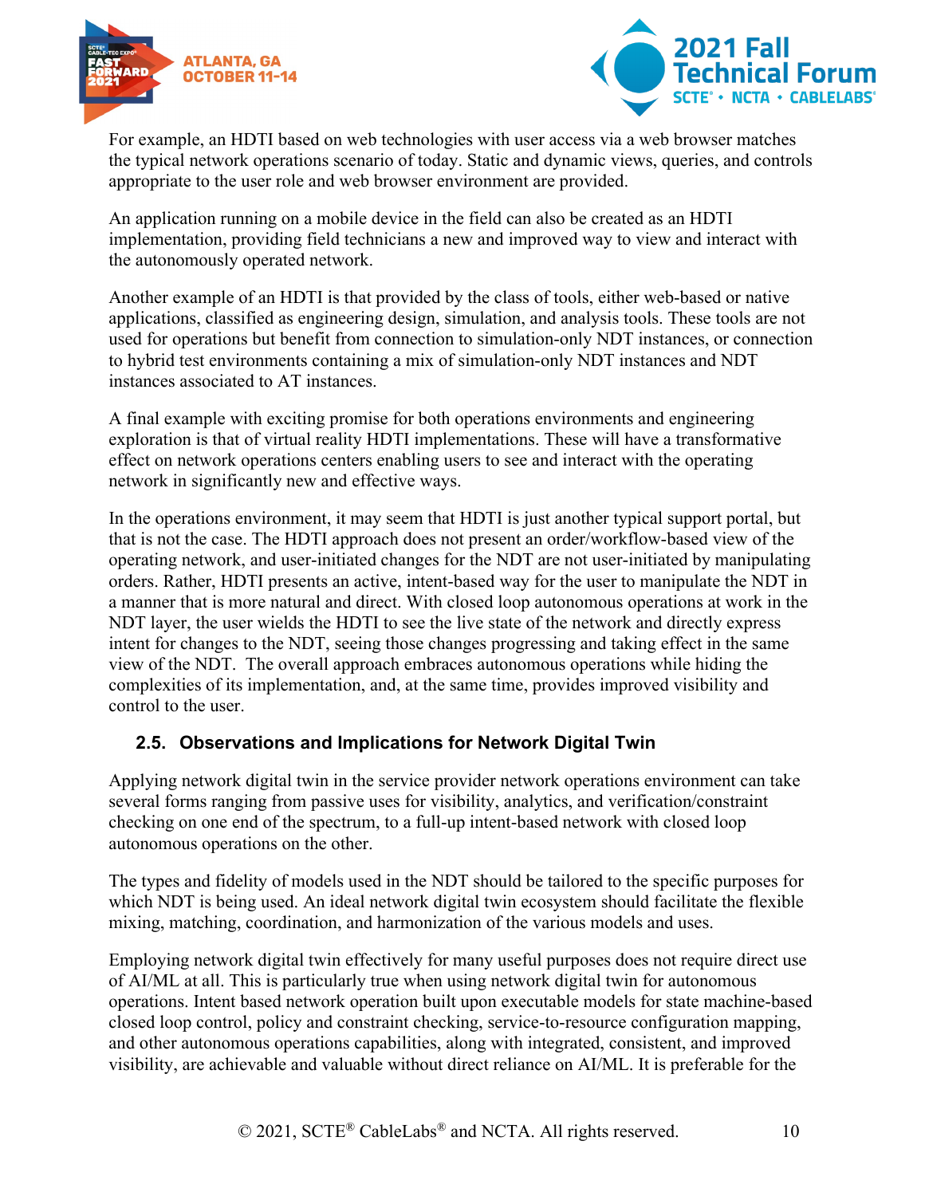For example, an HDTI based on web technologies with user access via a web browser matches the typical network operations scenario of today. Static and dynamic views, queries, and controls appropriate to the user role and web browser environment are provided.

An application running on a mobile device in the field can also be created as an HDTI implementation, providing field technicians a new and improved way to view and interact with the autonomously operated network.

Another example of an HDTI is that provided by the class of tools, either web-based or native applications, classified as engineering design, simulation, and analysis tools. These tools are not used for operations but benefit from connection to simulation-only NDT instances, or connection to hybrid test environments containing a mix of simulation-only NDT instances and NDT instances associated to AT instances.

A final example with exciting promise for both operations environments and engineering exploration is that of virtual reality HDTI implementations. These will have a transformative effect on network operations centers enabling users to see and interact with the operating network in significantly new and effective ways.

In the operations environment, it may seem that HDTI is just another typical support portal, but that is not the case. The HDTI approach does not present an order/workflow-based view of the operating network, and user-initiated changes for the NDT are not user-initiated by manipulating orders. Rather, HDTI presents an active, intent-based way for the user to manipulate the NDT in a manner that is more natural and direct. With closed loop autonomous operations at work in the NDT layer, the user wields the HDTI to see the live state of the network and directly express intent for changes to the NDT, seeing those changes progressing and taking effect in the same view of the NDT. The overall approach embraces autonomous operations while hiding the complexities of its implementation, and, at the same time, provides improved visibility and control to the user.

### 2.5. Observations and Implications for Network Digital Twin

Applying network digital twin in the service provider network operations environment can take several forms ranging from passive uses for visibility, analytics, and verification/constraint checking on one end of the spectrum, to a full-up intent-based network with closed loop autonomous operations on the other.

The types and fidelity of models used in the NDT should be tailored to the specific purposes for which NDT is being used. An ideal network digital twin ecosystem should facilitate the flexible mixing, matching, coordination, and harmonization of the various models and uses.

Employing network digital twin effectively for many useful purposes does not require direct use of AI/ML at all. This is particularly true when using network digital twin for autonomous operations. Intent based network operation built upon executable models for state machine-based closed loop control, policy and constraint checking, service-to-resource configuration mapping, and other autonomous operations capabilities, along with integrated, consistent, and improved visibility, are achievable and valuable without direct reliance on AI/ML. It is preferable for the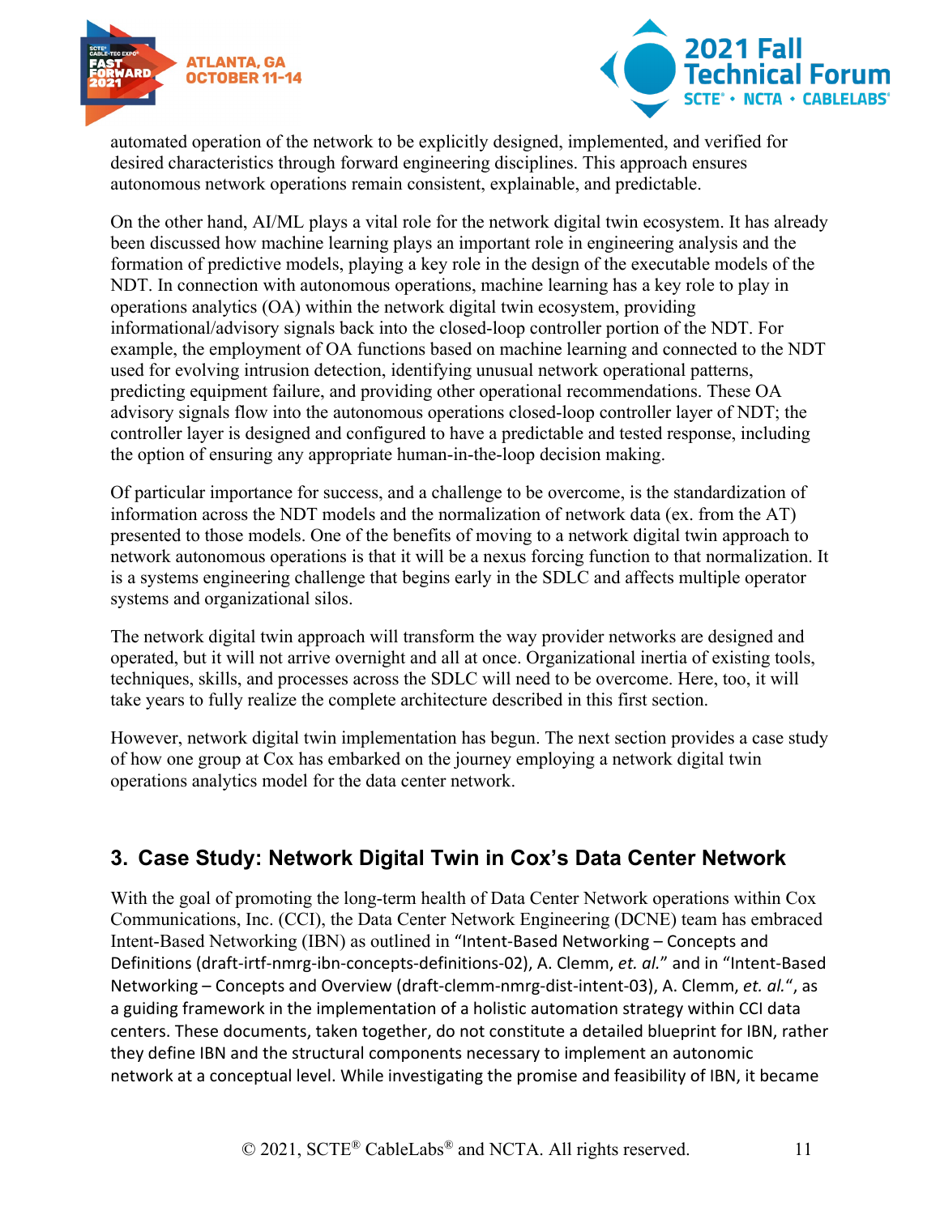automated operation of the network to be explicitly designed, implemented, and verified for desired characteristics through forward engineering disciplines. This approach ensures autonomous network operations remain consistent, explainable, and predictable.

On the other hand, AI/ML plays a vital role for the network digital twin ecosystem. It has already been discussed how machine learning plays an important role in engineering analysis and the formation of predictive models, playing a key role in the design of the executable models of the NDT. In connection with autonomous operations, machine learning has a key role to play in operations analytics (OA) within the network digital twin ecosystem, providing informational/advisory signals back into the closed-loop controller portion of the NDT. For example, the employment of OA functions based on machine learning and connected to the NDT used for evolving intrusion detection, identifying unusual network operational patterns, predicting equipment failure, and providing other operational recommendations. These OA advisory signals flow into the autonomous operations closed-loop controller layer of NDT; the controller layer is designed and configured to have a predictable and tested response, including the option of ensuring any appropriate human-in-the-loop decision making.

Of particular importance for success, and a challenge to be overcome, is the standardization of information across the NDT models and the normalization of network data (ex. from the AT) presented to those models. One of the benefits of moving to a network digital twin approach to network autonomous operations is that it will be a nexus forcing function to that normalization. It is a systems engineering challenge that begins early in the SDLC and affects multiple operator systems and organizational silos.

The network digital twin approach will transform the way provider networks are designed and operated, but it will not arrive overnight and all at once. Organizational inertia of existing tools, techniques, skills, and processes across the SDLC will need to be overcome. Here, too, it will take years to fully realize the complete architecture described in this first section.

However, network digital twin implementation has begun. The next section provides a case study of how one group at Cox has embarked on the journey employing a network digital twin operations analytics model for the data center network.

## 3. Case Study: Network Digital Twin in Cox's Data Center Network

With the goal of promoting the long-term health of Data Center Network operations within Cox Communications, Inc. (CCI), the Data Center Network Engineering (DCNE) team has embraced Intent-Based Networking (IBN) as outlined in "Intent-Based Networking – Concepts and Definitions (draft-irtf-nmrg-ibn-concepts-definitions-02), A. Clemm, *et. al.*" and in "Intent-Based Networking – Concepts and Overview (draft-clemm-nmrg-dist-intent-03), A. Clemm, *et. al.*", as a guiding framework in the implementation of a holistic automation strategy within CCI data centers. These documents, taken together, do not constitute a detailed blueprint for IBN, rather they define IBN and the structural components necessary to implement an autonomic network at a conceptual level. While investigating the promise and feasibility of IBN, it became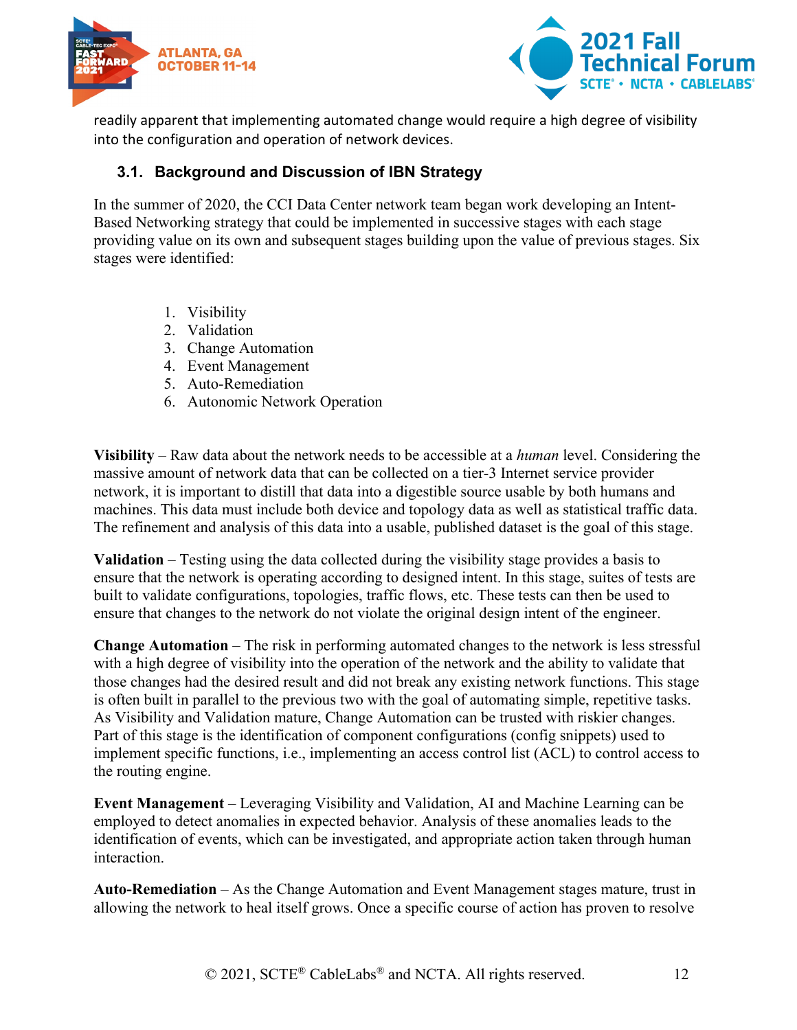readily apparent that implementing automated change would require a high degree of visibility into the configuration and operation of network devices.

### 3.1. Background and Discussion of IBN Strategy

In the summer of 2020, the CCI Data Center network team began work developing an Intent-Based Networking strategy that could be implemented in successive stages with each stage providing value on its own and subsequent stages building upon the value of previous stages. Six stages were identified:

1. Visibility
2. Validation
3. Change Automation
4. Event Management
5. Auto-Remediation
6. Autonomic Network Operation

**Visibility** – Raw data about the network needs to be accessible at a *human* level. Considering the massive amount of network data that can be collected on a tier-3 Internet service provider network, it is important to distill that data into a digestible source usable by both humans and machines. This data must include both device and topology data as well as statistical traffic data. The refinement and analysis of this data into a usable, published dataset is the goal of this stage.

**Validation** – Testing using the data collected during the visibility stage provides a basis to ensure that the network is operating according to designed intent. In this stage, suites of tests are built to validate configurations, topologies, traffic flows, etc. These tests can then be used to ensure that changes to the network do not violate the original design intent of the engineer.

**Change Automation** – The risk in performing automated changes to the network is less stressful with a high degree of visibility into the operation of the network and the ability to validate that those changes had the desired result and did not break any existing network functions. This stage is often built in parallel to the previous two with the goal of automating simple, repetitive tasks. As Visibility and Validation mature, Change Automation can be trusted with riskier changes. Part of this stage is the identification of component configurations (config snippets) used to implement specific functions, i.e., implementing an access control list (ACL) to control access to the routing engine.

**Event Management** – Leveraging Visibility and Validation, AI and Machine Learning can be employed to detect anomalies in expected behavior. Analysis of these anomalies leads to the identification of events, which can be investigated, and appropriate action taken through human interaction.

**Auto-Remediation** – As the Change Automation and Event Management stages mature, trust in allowing the network to heal itself grows. Once a specific course of action has proven to resolve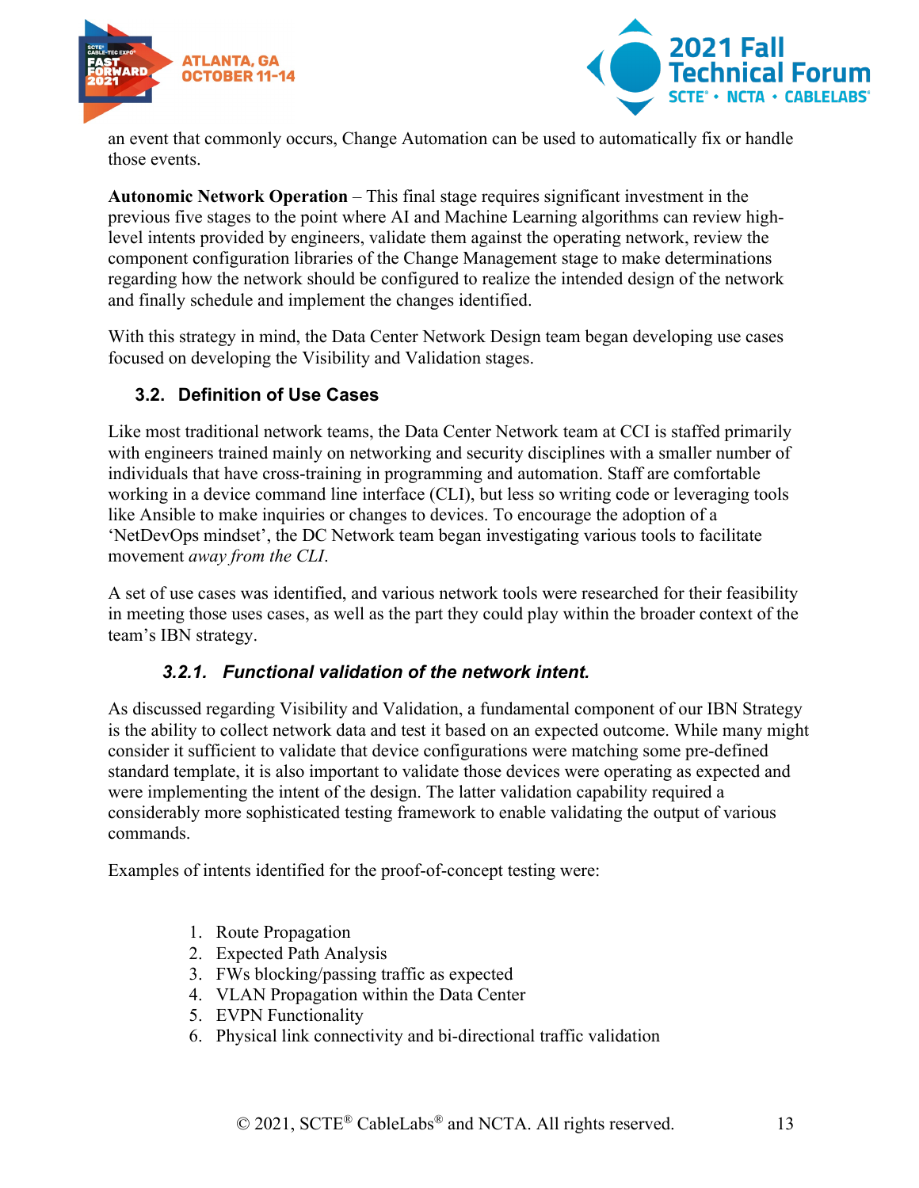an event that commonly occurs, Change Automation can be used to automatically fix or handle those events.

**Autonomic Network Operation** – This final stage requires significant investment in the previous five stages to the point where AI and Machine Learning algorithms can review high-level intents provided by engineers, validate them against the operating network, review the component configuration libraries of the Change Management stage to make determinations regarding how the network should be configured to realize the intended design of the network and finally schedule and implement the changes identified.

With this strategy in mind, the Data Center Network Design team began developing use cases focused on developing the Visibility and Validation stages.

## 3.2. Definition of Use Cases

Like most traditional network teams, the Data Center Network team at CCI is staffed primarily with engineers trained mainly on networking and security disciplines with a smaller number of individuals that have cross-training in programming and automation. Staff are comfortable working in a device command line interface (CLI), but less so writing code or leveraging tools like Ansible to make inquiries or changes to devices. To encourage the adoption of a 'NetDevOps mindset', the DC Network team began investigating various tools to facilitate movement *away from the CLI*.

A set of use cases was identified, and various network tools were researched for their feasibility in meeting those uses cases, as well as the part they could play within the broader context of the team's IBN strategy.

### *3.2.1. Functional validation of the network intent.*

As discussed regarding Visibility and Validation, a fundamental component of our IBN Strategy is the ability to collect network data and test it based on an expected outcome. While many might consider it sufficient to validate that device configurations were matching some pre-defined standard template, it is also important to validate those devices were operating as expected and were implementing the intent of the design. The latter validation capability required a considerably more sophisticated testing framework to enable validating the output of various commands.

Examples of intents identified for the proof-of-concept testing were:

1. Route Propagation
2. Expected Path Analysis
3. FWs blocking/passing traffic as expected
4. VLAN Propagation within the Data Center
5. EVPN Functionality
6. Physical link connectivity and bi-directional traffic validation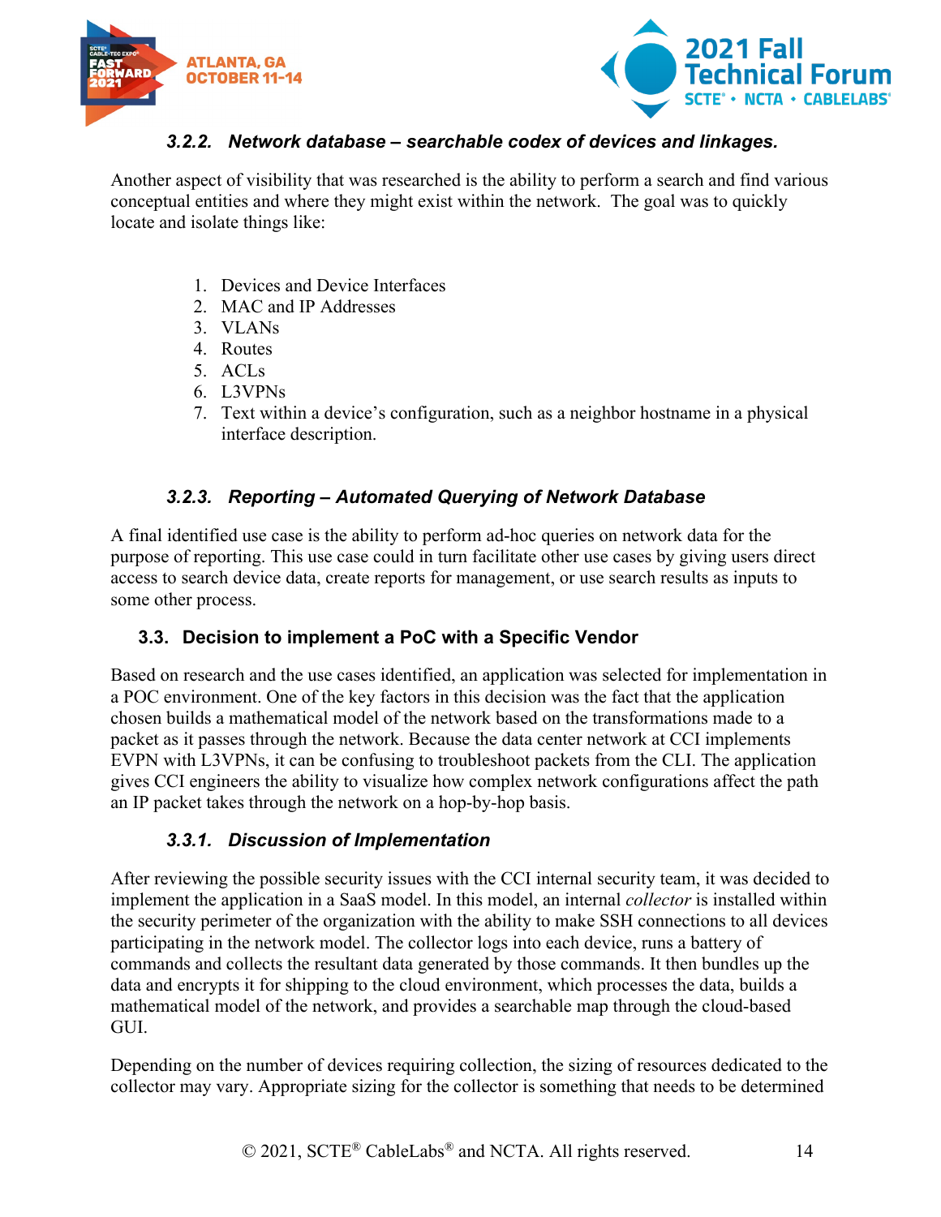### *3.2.2. Network database – searchable codex of devices and linkages.*

Another aspect of visibility that was researched is the ability to perform a search and find various conceptual entities and where they might exist within the network. The goal was to quickly locate and isolate things like:

1. Devices and Device Interfaces
2. MAC and IP Addresses
3. VLANs
4. Routes
5. ACLs
6. L3VPNs
7. Text within a device's configuration, such as a neighbor hostname in a physical interface description.

### *3.2.3. Reporting – Automated Querying of Network Database*

A final identified use case is the ability to perform ad-hoc queries on network data for the purpose of reporting. This use case could in turn facilitate other use cases by giving users direct access to search device data, create reports for management, or use search results as inputs to some other process.

## 3.3. Decision to implement a PoC with a Specific Vendor

Based on research and the use cases identified, an application was selected for implementation in a POC environment. One of the key factors in this decision was the fact that the application chosen builds a mathematical model of the network based on the transformations made to a packet as it passes through the network. Because the data center network at CCI implements EVPN with L3VPNs, it can be confusing to troubleshoot packets from the CLI. The application gives CCI engineers the ability to visualize how complex network configurations affect the path an IP packet takes through the network on a hop-by-hop basis.

### *3.3.1. Discussion of Implementation*

After reviewing the possible security issues with the CCI internal security team, it was decided to implement the application in a SaaS model. In this model, an internal *collector* is installed within the security perimeter of the organization with the ability to make SSH connections to all devices participating in the network model. The collector logs into each device, runs a battery of commands and collects the resultant data generated by those commands. It then bundles up the data and encrypts it for shipping to the cloud environment, which processes the data, builds a mathematical model of the network, and provides a searchable map through the cloud-based GUI.

Depending on the number of devices requiring collection, the sizing of resources dedicated to the collector may vary. Appropriate sizing for the collector is something that needs to be determined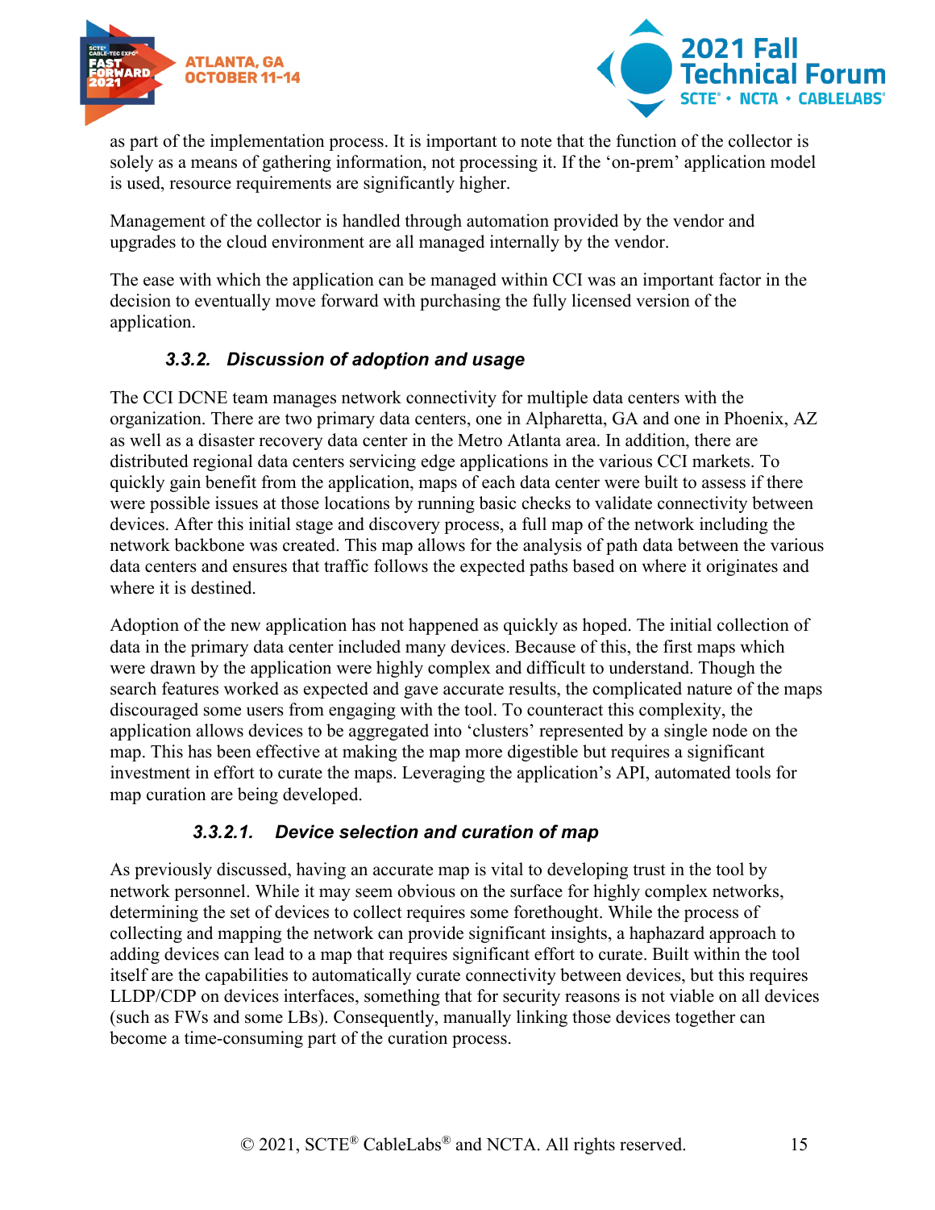as part of the implementation process. It is important to note that the function of the collector is solely as a means of gathering information, not processing it. If the 'on-prem' application model is used, resource requirements are significantly higher.

Management of the collector is handled through automation provided by the vendor and upgrades to the cloud environment are all managed internally by the vendor.

The ease with which the application can be managed within CCI was an important factor in the decision to eventually move forward with purchasing the fully licensed version of the application.

### *3.3.2. Discussion of adoption and usage*

The CCI DCNE team manages network connectivity for multiple data centers with the organization. There are two primary data centers, one in Alpharetta, GA and one in Phoenix, AZ as well as a disaster recovery data center in the Metro Atlanta area. In addition, there are distributed regional data centers servicing edge applications in the various CCI markets. To quickly gain benefit from the application, maps of each data center were built to assess if there were possible issues at those locations by running basic checks to validate connectivity between devices. After this initial stage and discovery process, a full map of the network including the network backbone was created. This map allows for the analysis of path data between the various data centers and ensures that traffic follows the expected paths based on where it originates and where it is destined.

Adoption of the new application has not happened as quickly as hoped. The initial collection of data in the primary data center included many devices. Because of this, the first maps which were drawn by the application were highly complex and difficult to understand. Though the search features worked as expected and gave accurate results, the complicated nature of the maps discouraged some users from engaging with the tool. To counteract this complexity, the application allows devices to be aggregated into 'clusters' represented by a single node on the map. This has been effective at making the map more digestible but requires a significant investment in effort to curate the maps. Leveraging the application's API, automated tools for map curation are being developed.

#### *3.3.2.1. Device selection and curation of map*

As previously discussed, having an accurate map is vital to developing trust in the tool by network personnel. While it may seem obvious on the surface for highly complex networks, determining the set of devices to collect requires some forethought. While the process of collecting and mapping the network can provide significant insights, a haphazard approach to adding devices can lead to a map that requires significant effort to curate. Built within the tool itself are the capabilities to automatically curate connectivity between devices, but this requires LLDP/CDP on devices interfaces, something that for security reasons is not viable on all devices (such as FWs and some LBs). Consequently, manually linking those devices together can become a time-consuming part of the curation process.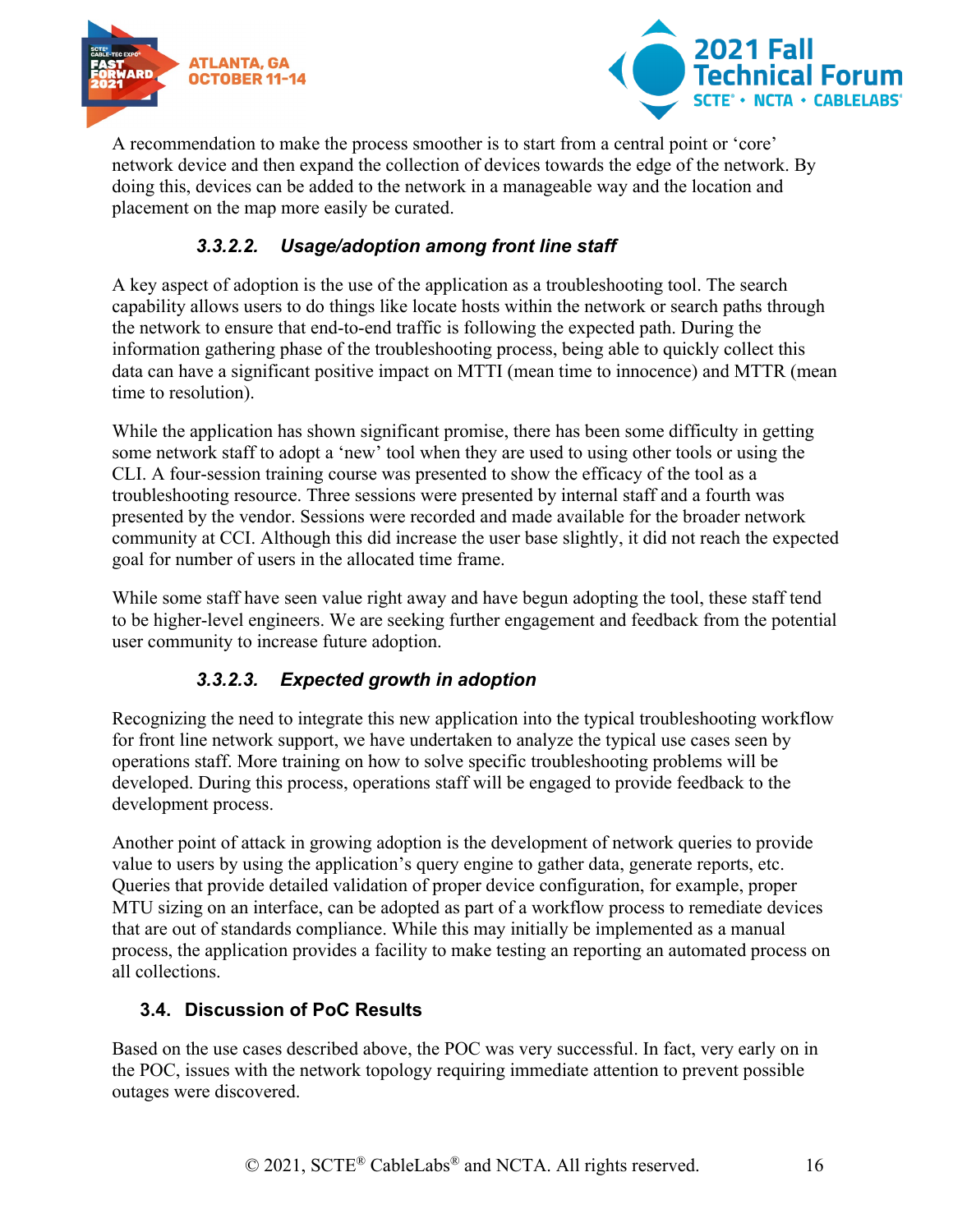A recommendation to make the process smoother is to start from a central point or 'core' network device and then expand the collection of devices towards the edge of the network. By doing this, devices can be added to the network in a manageable way and the location and placement on the map more easily be curated.

##### *3.3.2.2. Usage/adoption among front line staff*

A key aspect of adoption is the use of the application as a troubleshooting tool. The search capability allows users to do things like locate hosts within the network or search paths through the network to ensure that end-to-end traffic is following the expected path. During the information gathering phase of the troubleshooting process, being able to quickly collect this data can have a significant positive impact on MTTI (mean time to innocence) and MTTR (mean time to resolution).

While the application has shown significant promise, there has been some difficulty in getting some network staff to adopt a 'new' tool when they are used to using other tools or using the CLI. A four-session training course was presented to show the efficacy of the tool as a troubleshooting resource. Three sessions were presented by internal staff and a fourth was presented by the vendor. Sessions were recorded and made available for the broader network community at CCI. Although this did increase the user base slightly, it did not reach the expected goal for number of users in the allocated time frame.

While some staff have seen value right away and have begun adopting the tool, these staff tend to be higher-level engineers. We are seeking further engagement and feedback from the potential user community to increase future adoption.

##### *3.3.2.3. Expected growth in adoption*

Recognizing the need to integrate this new application into the typical troubleshooting workflow for front line network support, we have undertaken to analyze the typical use cases seen by operations staff. More training on how to solve specific troubleshooting problems will be developed. During this process, operations staff will be engaged to provide feedback to the development process.

Another point of attack in growing adoption is the development of network queries to provide value to users by using the application's query engine to gather data, generate reports, etc. Queries that provide detailed validation of proper device configuration, for example, proper MTU sizing on an interface, can be adopted as part of a workflow process to remediate devices that are out of standards compliance. While this may initially be implemented as a manual process, the application provides a facility to make testing an reporting an automated process on all collections.

### 3.4. Discussion of PoC Results

Based on the use cases described above, the POC was very successful. In fact, very early on in the POC, issues with the network topology requiring immediate attention to prevent possible outages were discovered.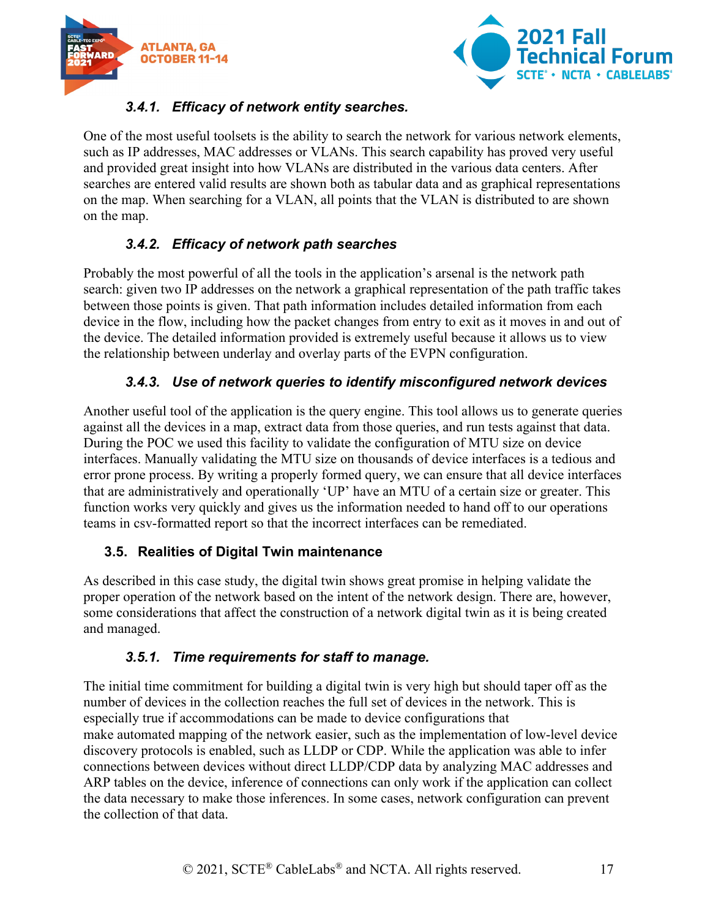### *3.4.1. Efficacy of network entity searches.*

One of the most useful toolsets is the ability to search the network for various network elements, such as IP addresses, MAC addresses or VLANs. This search capability has proved very useful and provided great insight into how VLANs are distributed in the various data centers. After searches are entered valid results are shown both as tabular data and as graphical representations on the map. When searching for a VLAN, all points that the VLAN is distributed to are shown on the map.

### *3.4.2. Efficacy of network path searches*

Probably the most powerful of all the tools in the application's arsenal is the network path search: given two IP addresses on the network a graphical representation of the path traffic takes between those points is given. That path information includes detailed information from each device in the flow, including how the packet changes from entry to exit as it moves in and out of the device. The detailed information provided is extremely useful because it allows us to view the relationship between underlay and overlay parts of the EVPN configuration.

### *3.4.3. Use of network queries to identify misconfigured network devices*

Another useful tool of the application is the query engine. This tool allows us to generate queries against all the devices in a map, extract data from those queries, and run tests against that data. During the POC we used this facility to validate the configuration of MTU size on device interfaces. Manually validating the MTU size on thousands of device interfaces is a tedious and error prone process. By writing a properly formed query, we can ensure that all device interfaces that are administratively and operationally 'UP' have an MTU of a certain size or greater. This function works very quickly and gives us the information needed to hand off to our operations teams in csv-formatted report so that the incorrect interfaces can be remediated.

## 3.5. Realities of Digital Twin maintenance

As described in this case study, the digital twin shows great promise in helping validate the proper operation of the network based on the intent of the network design. There are, however, some considerations that affect the construction of a network digital twin as it is being created and managed.

### *3.5.1. Time requirements for staff to manage.*

The initial time commitment for building a digital twin is very high but should taper off as the number of devices in the collection reaches the full set of devices in the network. This is especially true if accommodations can be made to device configurations that make automated mapping of the network easier, such as the implementation of low-level device discovery protocols is enabled, such as LLDP or CDP. While the application was able to infer connections between devices without direct LLDP/CDP data by analyzing MAC addresses and ARP tables on the device, inference of connections can only work if the application can collect the data necessary to make those inferences. In some cases, network configuration can prevent the collection of that data.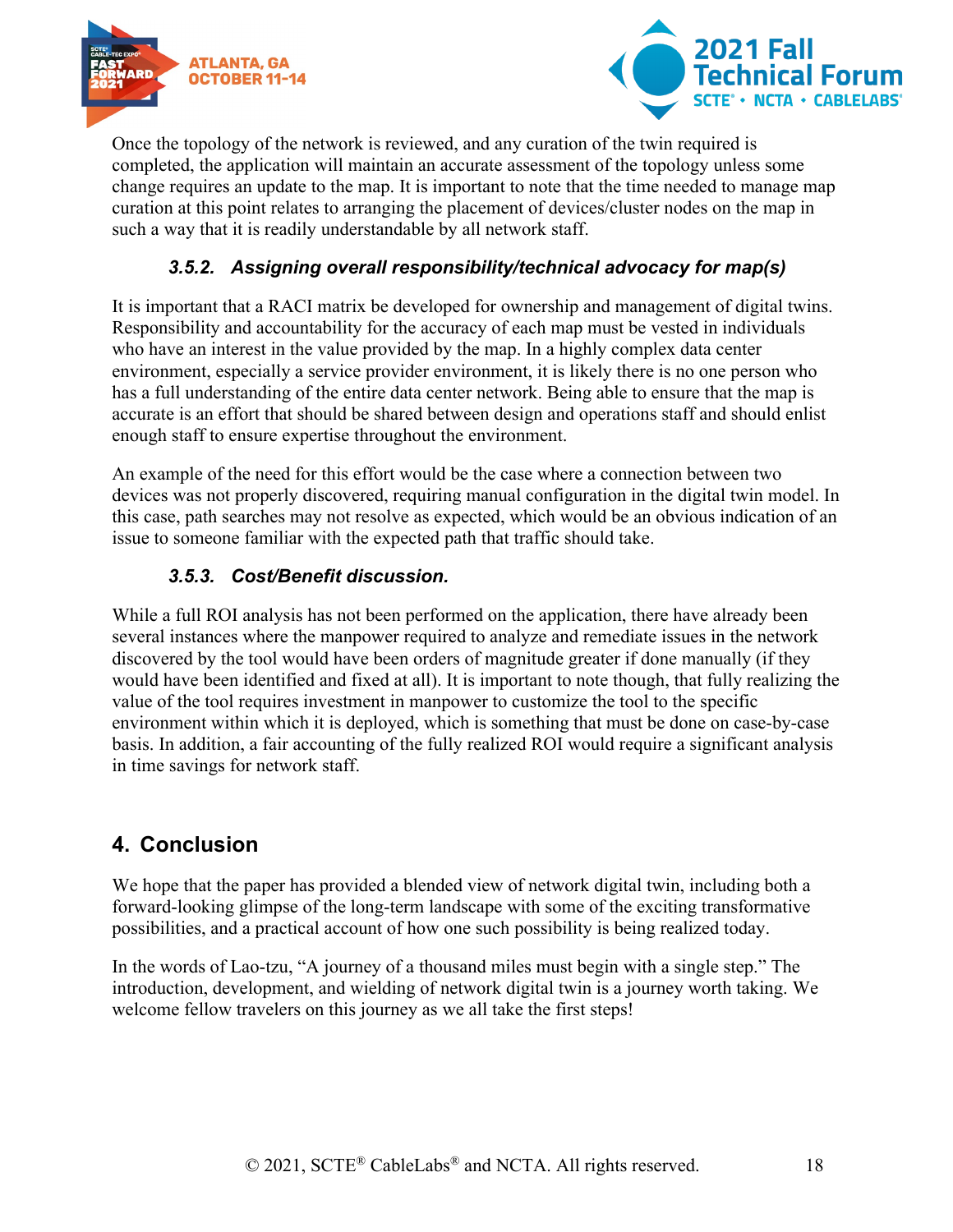Once the topology of the network is reviewed, and any curation of the twin required is completed, the application will maintain an accurate assessment of the topology unless some change requires an update to the map. It is important to note that the time needed to manage map curation at this point relates to arranging the placement of devices/cluster nodes on the map in such a way that it is readily understandable by all network staff.

#### 3.5.2. Assigning overall responsibility/technical advocacy for map(s)

It is important that a RACI matrix be developed for ownership and management of digital twins. Responsibility and accountability for the accuracy of each map must be vested in individuals who have an interest in the value provided by the map. In a highly complex data center environment, especially a service provider environment, it is likely there is no one person who has a full understanding of the entire data center network. Being able to ensure that the map is accurate is an effort that should be shared between design and operations staff and should enlist enough staff to ensure expertise throughout the environment.

An example of the need for this effort would be the case where a connection between two devices was not properly discovered, requiring manual configuration in the digital twin model. In this case, path searches may not resolve as expected, which would be an obvious indication of an issue to someone familiar with the expected path that traffic should take.

#### 3.5.3. Cost/Benefit discussion.

While a full ROI analysis has not been performed on the application, there have already been several instances where the manpower required to analyze and remediate issues in the network discovered by the tool would have been orders of magnitude greater if done manually (if they would have been identified and fixed at all). It is important to note though, that fully realizing the value of the tool requires investment in manpower to customize the tool to the specific environment within which it is deployed, which is something that must be done on case-by-case basis. In addition, a fair accounting of the fully realized ROI would require a significant analysis in time savings for network staff.

## 4. Conclusion

We hope that the paper has provided a blended view of network digital twin, including both a forward-looking glimpse of the long-term landscape with some of the exciting transformative possibilities, and a practical account of how one such possibility is being realized today.

In the words of Lao-tzu, "A journey of a thousand miles must begin with a single step." The introduction, development, and wielding of network digital twin is a journey worth taking. We welcome fellow travelers on this journey as we all take the first steps!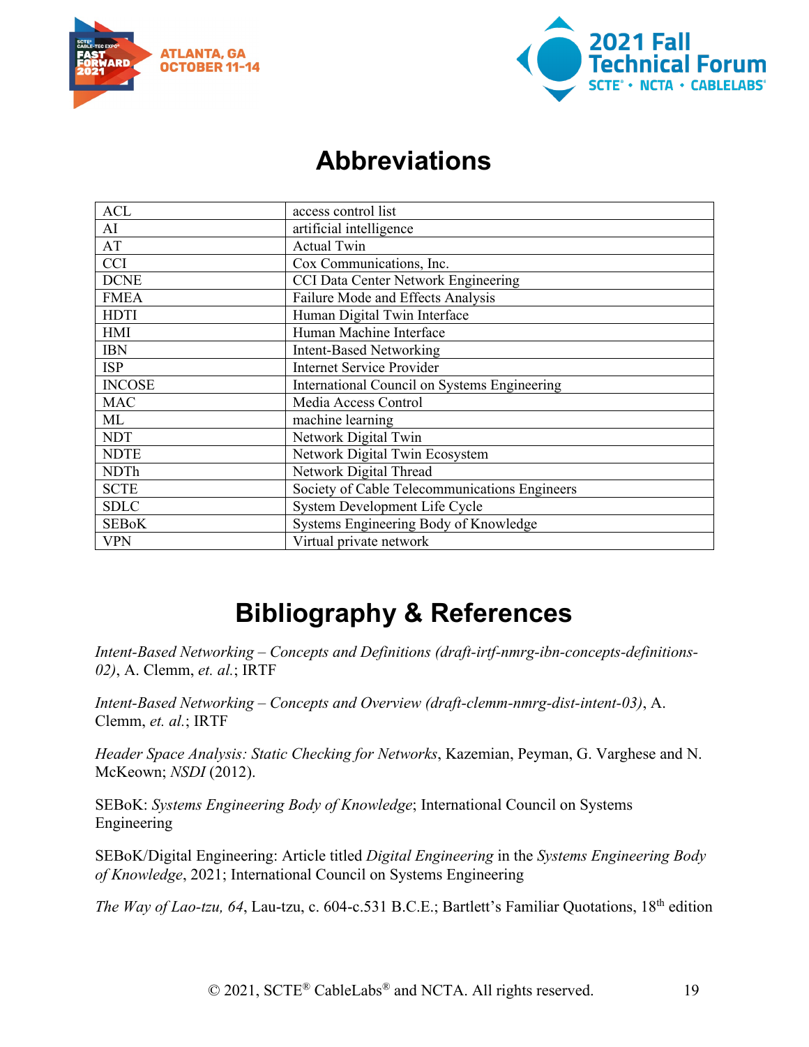# Abbreviations

| | |
|---|---|
| ACL | access control list |
| AI | artificial intelligence |
| AT | Actual Twin |
| CCI | Cox Communications, Inc. |
| DCNE | CCI Data Center Network Engineering |
| FMEA | Failure Mode and Effects Analysis |
| HDTI | Human Digital Twin Interface |
| HMI | Human Machine Interface |
| IBN | Intent-Based Networking |
| ISP | Internet Service Provider |
| INCOSE | International Council on Systems Engineering |
| MAC | Media Access Control |
| ML | machine learning |
| NDT | Network Digital Twin |
| NDTE | Network Digital Twin Ecosystem |
| NDTh | Network Digital Thread |
| SCTE | Society of Cable Telecommunications Engineers |
| SDLC | System Development Life Cycle |
| SEBoK | Systems Engineering Body of Knowledge |
| VPN | Virtual private network |

# Bibliography & References

*Intent-Based Networking – Concepts and Definitions (draft-irtf-nmrg-ibn-concepts-definitions-02)*, A. Clemm, *et. al.*; IRTF

*Intent-Based Networking – Concepts and Overview (draft-clemm-nmrg-dist-intent-03)*, A. Clemm, *et. al.*; IRTF

*Header Space Analysis: Static Checking for Networks*, Kazemian, Peyman, G. Varghese and N. McKeown; *NSDI* (2012).

SEBoK: *Systems Engineering Body of Knowledge*; International Council on Systems Engineering

SEBoK/Digital Engineering: Article titled *Digital Engineering* in the *Systems Engineering Body of Knowledge*, 2021; International Council on Systems Engineering

*The Way of Lao-tzu, 64*, Lau-tzu, c. 604-c.531 B.C.E.; Bartlett's Familiar Quotations, 18th edition